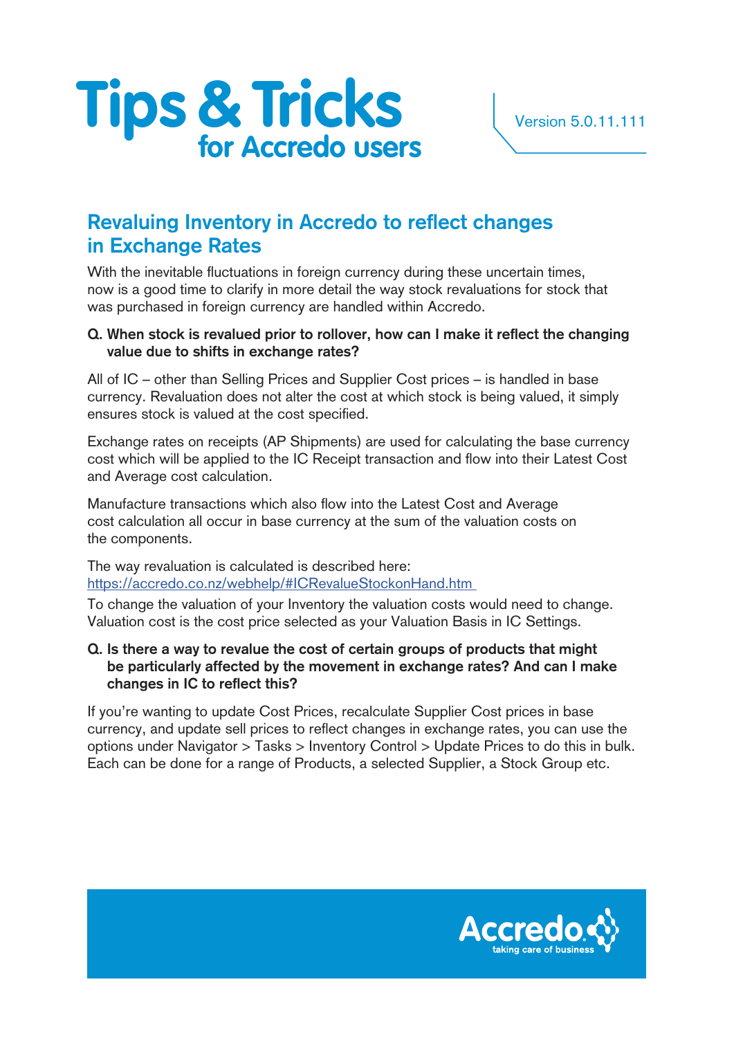# Tips & Tricks for Accredo users

Version 5.0.11.111

## Revaluing Inventory in Accredo to reflect changes in Exchange Rates

With the inevitable fluctuations in foreign currency during these uncertain times, now is a good time to clarify in more detail the way stock revaluations for stock that was purchased in foreign currency are handled within Accredo.

**Q. When stock is revalued prior to rollover, how can I make it reflect the changing value due to shifts in exchange rates?**

All of IC – other than Selling Prices and Supplier Cost prices – is handled in base currency. Revaluation does not alter the cost at which stock is being valued, it simply ensures stock is valued at the cost specified.

Exchange rates on receipts (AP Shipments) are used for calculating the base currency cost which will be applied to the IC Receipt transaction and flow into their Latest Cost and Average cost calculation.

Manufacture transactions which also flow into the Latest Cost and Average cost calculation all occur in base currency at the sum of the valuation costs on the components.

The way revaluation is calculated is described here:
https://accredo.co.nz/webhelp/#ICRevalueStockonHand.htm

To change the valuation of your Inventory the valuation costs would need to change. Valuation cost is the cost price selected as your Valuation Basis in IC Settings.

**Q. Is there a way to revalue the cost of certain groups of products that might be particularly affected by the movement in exchange rates? And can I make changes in IC to reflect this?**

If you're wanting to update Cost Prices, recalculate Supplier Cost prices in base currency, and update sell prices to reflect changes in exchange rates, you can use the options under Navigator > Tasks > Inventory Control > Update Prices to do this in bulk. Each can be done for a range of Products, a selected Supplier, a Stock Group etc.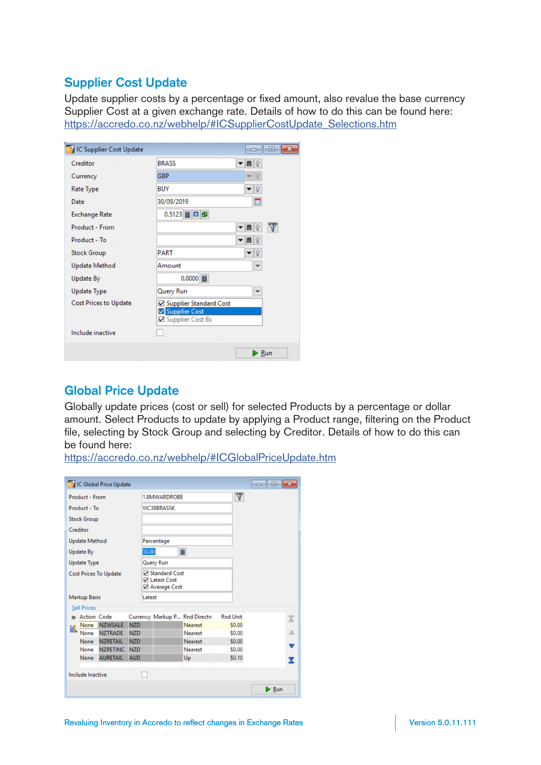## Supplier Cost Update

Update supplier costs by a percentage or fixed amount, also revalue the base currency Supplier Cost at a given exchange rate. Details of how to do this can be found here: https://accredo.co.nz/webhelp/#ICSupplierCostUpdate_Selections.htm

## Global Price Update

Globally update prices (cost or sell) for selected Products by a percentage or dollar amount. Select Products to update by applying a Product range, filtering on the Product file, selecting by Stock Group and selecting by Creditor. Details of how to do this can be found here:
https://accredo.co.nz/webhelp/#ICGlobalPriceUpdate.htm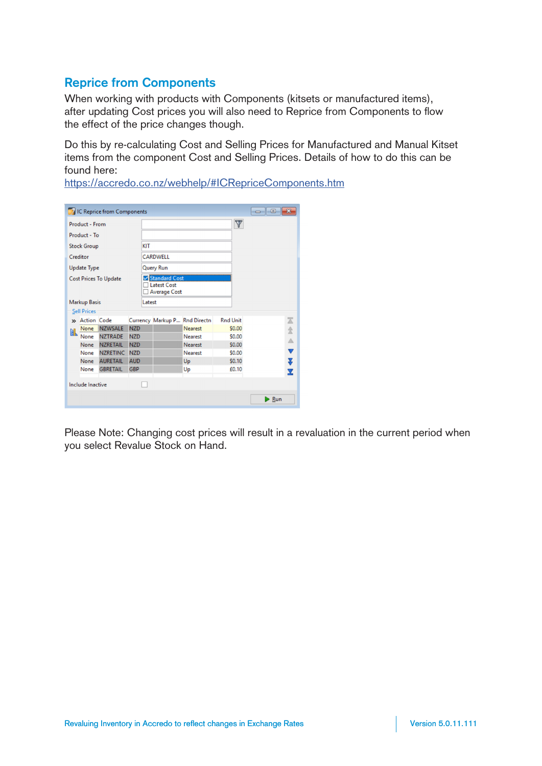## Reprice from Components

When working with products with Components (kitsets or manufactured items), after updating Cost prices you will also need to Reprice from Components to flow the effect of the price changes though.

Do this by re-calculating Cost and Selling Prices for Manufactured and Manual Kitset items from the component Cost and Selling Prices. Details of how to do this can be found here:
https://accredo.co.nz/webhelp/#ICRepriceComponents.htm

Please Note: Changing cost prices will result in a revaluation in the current period when you select Revalue Stock on Hand.